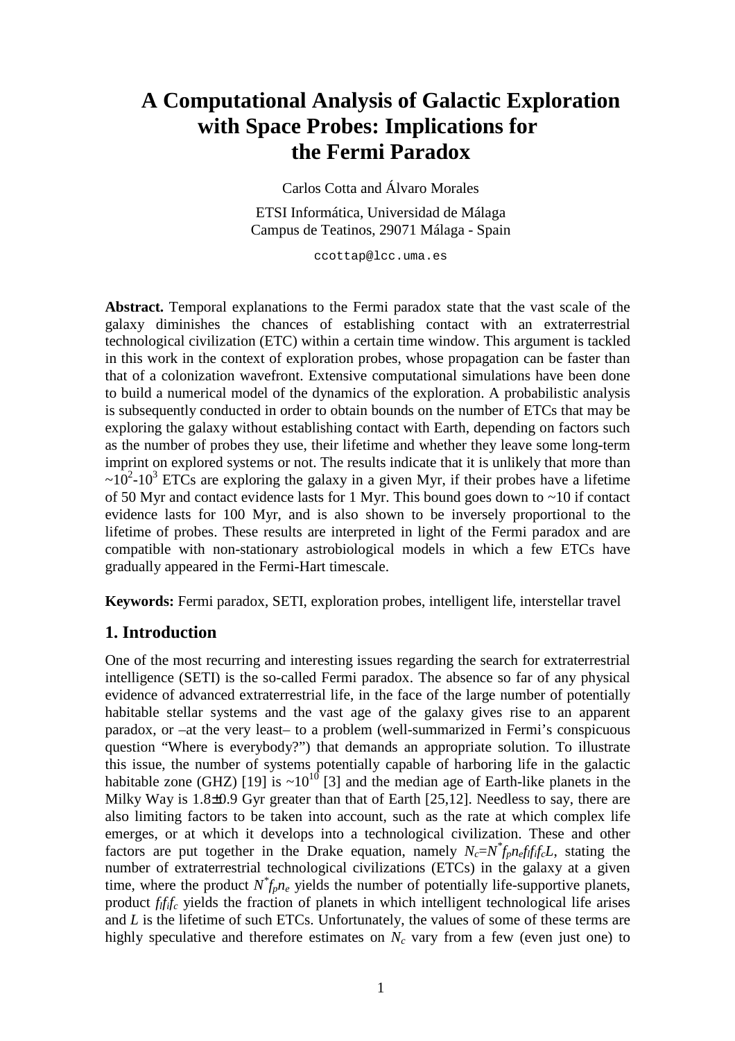// A Computational Analysis of Galactic Exploration with Space Probes: Implications for the Fermi Paradox

Carlos Cotta and Álvaro Morales

ETSI Informática, Universidad de Málaga
Campus de Teatinos, 29071 Málaga - Spain

ccottap@lcc.uma.es

**Abstract.** Temporal explanations to the Fermi paradox state that the vast scale of the galaxy diminishes the chances of establishing contact with an extraterrestrial technological civilization (ETC) within a certain time window. This argument is tackled in this work in the context of exploration probes, whose propagation can be faster than that of a colonization wavefront. Extensive computational simulations have been done to build a numerical model of the dynamics of the exploration. A probabilistic analysis is subsequently conducted in order to obtain bounds on the number of ETCs that may be exploring the galaxy without establishing contact with Earth, depending on factors such as the number of probes they use, their lifetime and whether they leave some long-term imprint on explored systems or not. The results indicate that it is unlikely that more than $\sim 10^2$-$10^3$ ETCs are exploring the galaxy in a given Myr, if their probes have a lifetime of 50 Myr and contact evidence lasts for 1 Myr. This bound goes down to ~10 if contact evidence lasts for 100 Myr, and is also shown to be inversely proportional to the lifetime of probes. These results are interpreted in light of the Fermi paradox and are compatible with non-stationary astrobiological models in which a few ETCs have gradually appeared in the Fermi-Hart timescale.

**Keywords:** Fermi paradox, SETI, exploration probes, intelligent life, interstellar travel

## 1. Introduction

One of the most recurring and interesting issues regarding the search for extraterrestrial intelligence (SETI) is the so-called Fermi paradox. The absence so far of any physical evidence of advanced extraterrestrial life, in the face of the large number of potentially habitable stellar systems and the vast age of the galaxy gives rise to an apparent paradox, or –at the very least– to a problem (well-summarized in Fermi's conspicuous question "Where is everybody?") that demands an appropriate solution. To illustrate this issue, the number of systems potentially capable of harboring life in the galactic habitable zone (GHZ) [19] is $\sim 10^{10}$ [3] and the median age of Earth-like planets in the Milky Way is 1.8±0.9 Gyr greater than that of Earth [25,12]. Needless to say, there are also limiting factors to be taken into account, such as the rate at which complex life emerges, or at which it develops into a technological civilization. These and other factors are put together in the Drake equation, namely $N_c = N^* f_p n_e f_l f_i f_c L$, stating the number of extraterrestrial technological civilizations (ETCs) in the galaxy at a given time, where the product $N^* f_p n_e$ yields the number of potentially life-supportive planets, product $f_l f_i f_c$ yields the fraction of planets in which intelligent technological life arises and $L$ is the lifetime of such ETCs. Unfortunately, the values of some of these terms are highly speculative and therefore estimates on $N_c$ vary from a few (even just one) to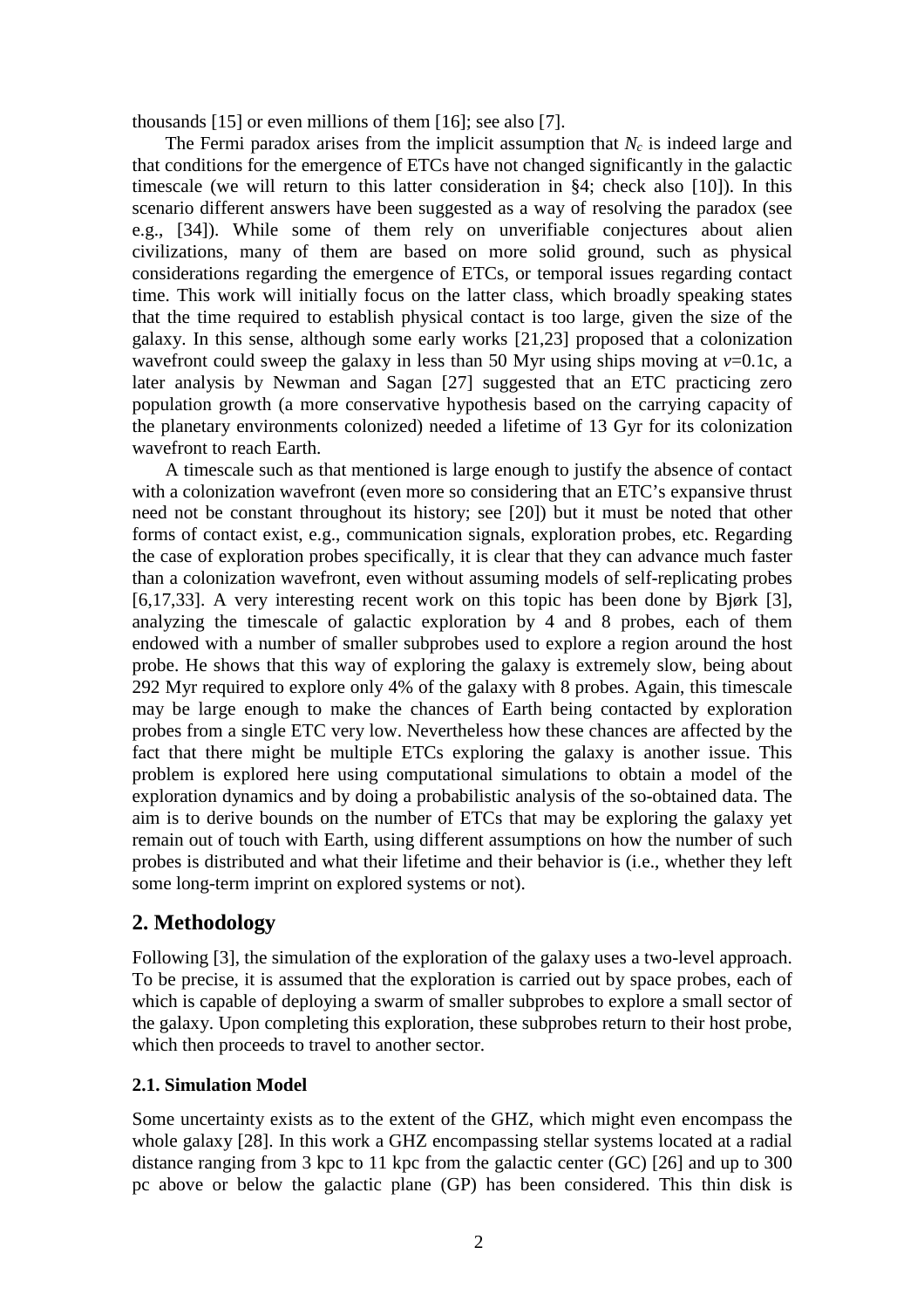thousands [15] or even millions of them [16]; see also [7].

The Fermi paradox arises from the implicit assumption that $N_c$ is indeed large and that conditions for the emergence of ETCs have not changed significantly in the galactic timescale (we will return to this latter consideration in §4; check also [10]). In this scenario different answers have been suggested as a way of resolving the paradox (see e.g., [34]). While some of them rely on unverifiable conjectures about alien civilizations, many of them are based on more solid ground, such as physical considerations regarding the emergence of ETCs, or temporal issues regarding contact time. This work will initially focus on the latter class, which broadly speaking states that the time required to establish physical contact is too large, given the size of the galaxy. In this sense, although some early works [21,23] proposed that a colonization wavefront could sweep the galaxy in less than 50 Myr using ships moving at $v$=0.1c, a later analysis by Newman and Sagan [27] suggested that an ETC practicing zero population growth (a more conservative hypothesis based on the carrying capacity of the planetary environments colonized) needed a lifetime of 13 Gyr for its colonization wavefront to reach Earth.

A timescale such as that mentioned is large enough to justify the absence of contact with a colonization wavefront (even more so considering that an ETC's expansive thrust need not be constant throughout its history; see [20]) but it must be noted that other forms of contact exist, e.g., communication signals, exploration probes, etc. Regarding the case of exploration probes specifically, it is clear that they can advance much faster than a colonization wavefront, even without assuming models of self-replicating probes [6,17,33]. A very interesting recent work on this topic has been done by Bjørk [3], analyzing the timescale of galactic exploration by 4 and 8 probes, each of them endowed with a number of smaller subprobes used to explore a region around the host probe. He shows that this way of exploring the galaxy is extremely slow, being about 292 Myr required to explore only 4% of the galaxy with 8 probes. Again, this timescale may be large enough to make the chances of Earth being contacted by exploration probes from a single ETC very low. Nevertheless how these chances are affected by the fact that there might be multiple ETCs exploring the galaxy is another issue. This problem is explored here using computational simulations to obtain a model of the exploration dynamics and by doing a probabilistic analysis of the so-obtained data. The aim is to derive bounds on the number of ETCs that may be exploring the galaxy yet remain out of touch with Earth, using different assumptions on how the number of such probes is distributed and what their lifetime and their behavior is (i.e., whether they left some long-term imprint on explored systems or not).

## 2. Methodology

Following [3], the simulation of the exploration of the galaxy uses a two-level approach. To be precise, it is assumed that the exploration is carried out by space probes, each of which is capable of deploying a swarm of smaller subprobes to explore a small sector of the galaxy. Upon completing this exploration, these subprobes return to their host probe, which then proceeds to travel to another sector.

### 2.1. Simulation Model

Some uncertainty exists as to the extent of the GHZ, which might even encompass the whole galaxy [28]. In this work a GHZ encompassing stellar systems located at a radial distance ranging from 3 kpc to 11 kpc from the galactic center (GC) [26] and up to 300 pc above or below the galactic plane (GP) has been considered. This thin disk is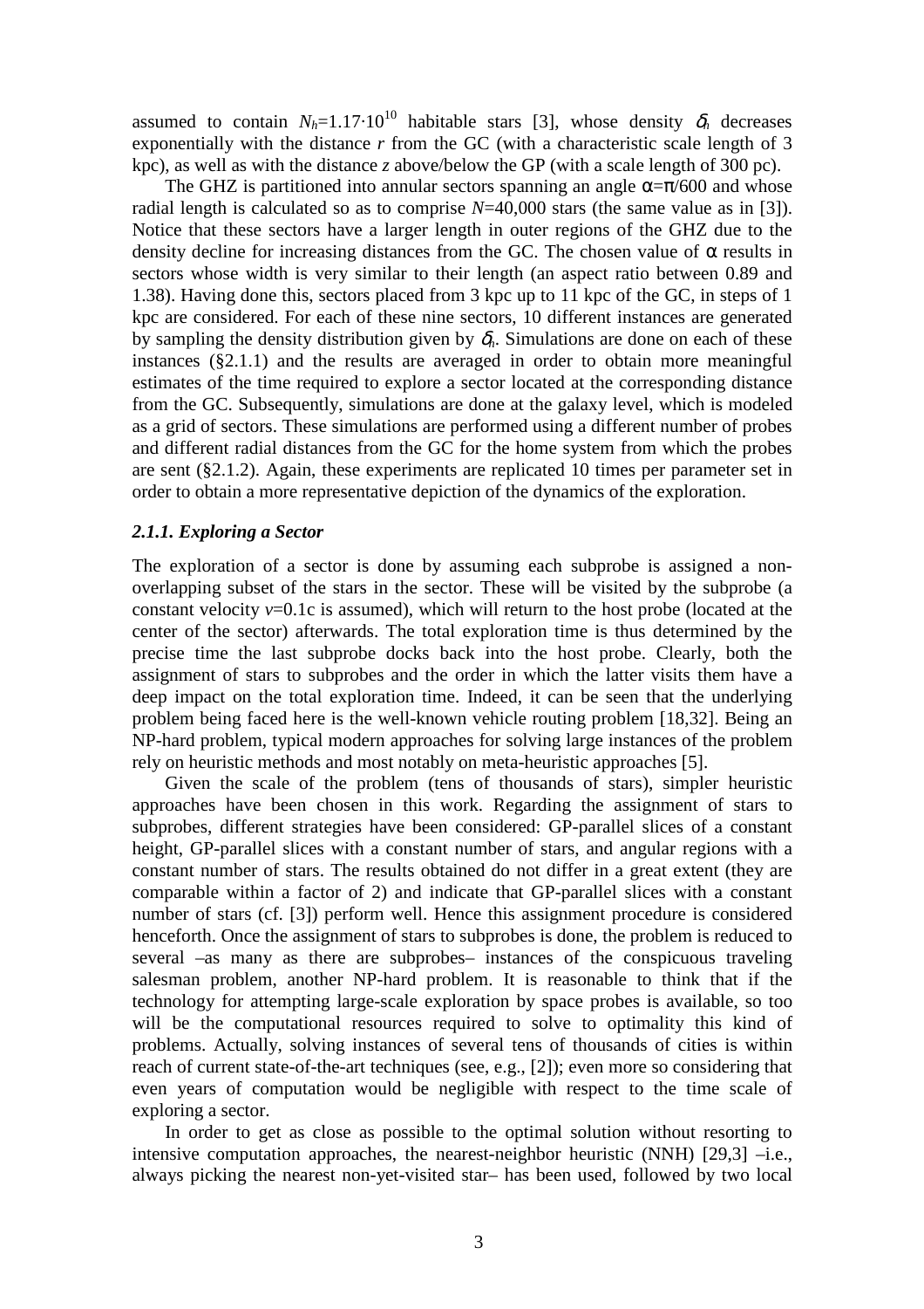assumed to contain $N_h$=1.17·10$^{10}$ habitable stars [3], whose density $\delta_h$ decreases exponentially with the distance $r$ from the GC (with a characteristic scale length of 3 kpc), as well as with the distance $z$ above/below the GP (with a scale length of 300 pc).

The GHZ is partitioned into annular sectors spanning an angle $\alpha=\pi/600$ and whose radial length is calculated so as to comprise $N$=40,000 stars (the same value as in [3]). Notice that these sectors have a larger length in outer regions of the GHZ due to the density decline for increasing distances from the GC. The chosen value of $\alpha$ results in sectors whose width is very similar to their length (an aspect ratio between 0.89 and 1.38). Having done this, sectors placed from 3 kpc up to 11 kpc of the GC, in steps of 1 kpc are considered. For each of these nine sectors, 10 different instances are generated by sampling the density distribution given by $\delta_h$. Simulations are done on each of these instances (§2.1.1) and the results are averaged in order to obtain more meaningful estimates of the time required to explore a sector located at the corresponding distance from the GC. Subsequently, simulations are done at the galaxy level, which is modeled as a grid of sectors. These simulations are performed using a different number of probes and different radial distances from the GC for the home system from which the probes are sent (§2.1.2). Again, these experiments are replicated 10 times per parameter set in order to obtain a more representative depiction of the dynamics of the exploration.

### *2.1.1. Exploring a Sector*

The exploration of a sector is done by assuming each subprobe is assigned a non-overlapping subset of the stars in the sector. These will be visited by the subprobe (a constant velocity $v$=0.1c is assumed), which will return to the host probe (located at the center of the sector) afterwards. The total exploration time is thus determined by the precise time the last subprobe docks back into the host probe. Clearly, both the assignment of stars to subprobes and the order in which the latter visits them have a deep impact on the total exploration time. Indeed, it can be seen that the underlying problem being faced here is the well-known vehicle routing problem [18,32]. Being an NP-hard problem, typical modern approaches for solving large instances of the problem rely on heuristic methods and most notably on meta-heuristic approaches [5].

Given the scale of the problem (tens of thousands of stars), simpler heuristic approaches have been chosen in this work. Regarding the assignment of stars to subprobes, different strategies have been considered: GP-parallel slices of a constant height, GP-parallel slices with a constant number of stars, and angular regions with a constant number of stars. The results obtained do not differ in a great extent (they are comparable within a factor of 2) and indicate that GP-parallel slices with a constant number of stars (cf. [3]) perform well. Hence this assignment procedure is considered henceforth. Once the assignment of stars to subprobes is done, the problem is reduced to several –as many as there are subprobes– instances of the conspicuous traveling salesman problem, another NP-hard problem. It is reasonable to think that if the technology for attempting large-scale exploration by space probes is available, so too will be the computational resources required to solve to optimality this kind of problems. Actually, solving instances of several tens of thousands of cities is within reach of current state-of-the-art techniques (see, e.g., [2]); even more so considering that even years of computation would be negligible with respect to the time scale of exploring a sector.

In order to get as close as possible to the optimal solution without resorting to intensive computation approaches, the nearest-neighbor heuristic (NNH) [29,3] –i.e., always picking the nearest non-yet-visited star– has been used, followed by two local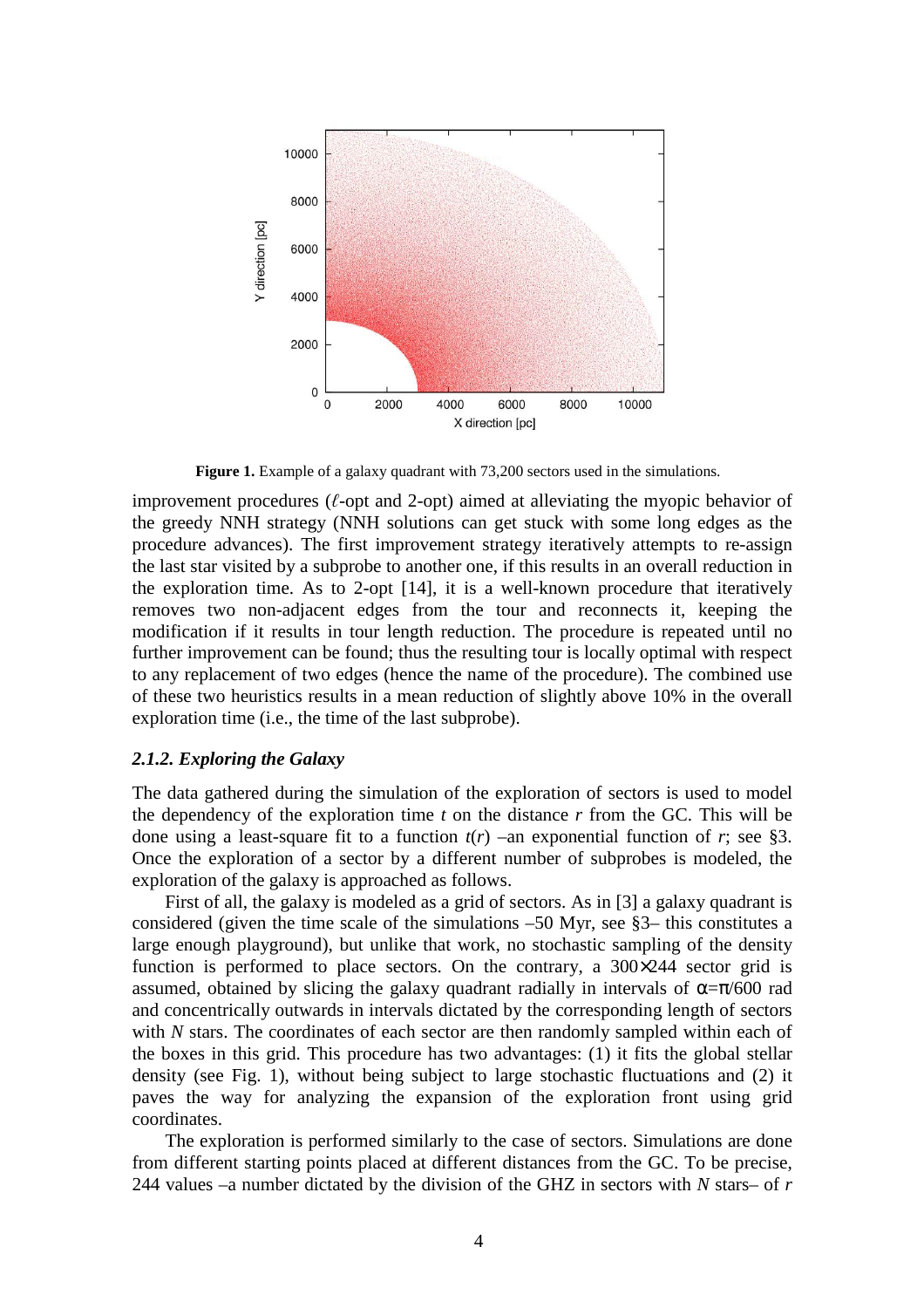**Figure 1.** Example of a galaxy quadrant with 73,200 sectors used in the simulations.

improvement procedures ($\ell$-opt and 2-opt) aimed at alleviating the myopic behavior of the greedy NNH strategy (NNH solutions can get stuck with some long edges as the procedure advances). The first improvement strategy iteratively attempts to re-assign the last star visited by a subprobe to another one, if this results in an overall reduction in the exploration time. As to 2-opt [14], it is a well-known procedure that iteratively removes two non-adjacent edges from the tour and reconnects it, keeping the modification if it results in tour length reduction. The procedure is repeated until no further improvement can be found; thus the resulting tour is locally optimal with respect to any replacement of two edges (hence the name of the procedure). The combined use of these two heuristics results in a mean reduction of slightly above 10% in the overall exploration time (i.e., the time of the last subprobe).

### *2.1.2. Exploring the Galaxy*

The data gathered during the simulation of the exploration of sectors is used to model the dependency of the exploration time $t$ on the distance $r$ from the GC. This will be done using a least-square fit to a function $t(r)$ –an exponential function of $r$; see §3. Once the exploration of a sector by a different number of subprobes is modeled, the exploration of the galaxy is approached as follows.

First of all, the galaxy is modeled as a grid of sectors. As in [3] a galaxy quadrant is considered (given the time scale of the simulations –50 Myr, see §3– this constitutes a large enough playground), but unlike that work, no stochastic sampling of the density function is performed to place sectors. On the contrary, a 300×244 sector grid is assumed, obtained by slicing the galaxy quadrant radially in intervals of $\alpha=\pi/600$ rad and concentrically outwards in intervals dictated by the corresponding length of sectors with $N$ stars. The coordinates of each sector are then randomly sampled within each of the boxes in this grid. This procedure has two advantages: (1) it fits the global stellar density (see Fig. 1), without being subject to large stochastic fluctuations and (2) it paves the way for analyzing the expansion of the exploration front using grid coordinates.

The exploration is performed similarly to the case of sectors. Simulations are done from different starting points placed at different distances from the GC. To be precise, 244 values –a number dictated by the division of the GHZ in sectors with $N$ stars– of $r$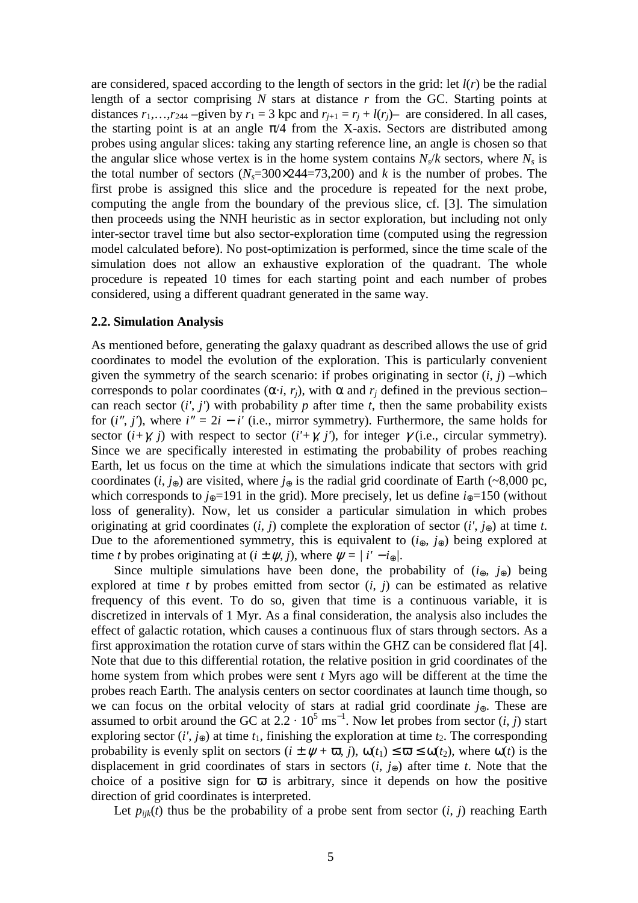are considered, spaced according to the length of sectors in the grid: let $l(r)$ be the radial length of a sector comprising $N$ stars at distance $r$ from the GC. Starting points at distances $r_1,\ldots,r_{244}$ –given by $r_1 = 3$ kpc and $r_{j+1} = r_j + l(r_j)$– are considered. In all cases, the starting point is at an angle $\pi/4$ from the X-axis. Sectors are distributed among probes using angular slices: taking any starting reference line, an angle is chosen so that the angular slice whose vertex is in the home system contains $N_s/k$ sectors, where $N_s$ is the total number of sectors ($N_s$=300×244=73,200) and $k$ is the number of probes. The first probe is assigned this slice and the procedure is repeated for the next probe, computing the angle from the boundary of the previous slice, cf. [3]. The simulation then proceeds using the NNH heuristic as in sector exploration, but including not only inter-sector travel time but also sector-exploration time (computed using the regression model calculated before). No post-optimization is performed, since the time scale of the simulation does not allow an exhaustive exploration of the quadrant. The whole procedure is repeated 10 times for each starting point and each number of probes considered, using a different quadrant generated in the same way.

### 2.2. Simulation Analysis

As mentioned before, generating the galaxy quadrant as described allows the use of grid coordinates to model the evolution of the exploration. This is particularly convenient given the symmetry of the search scenario: if probes originating in sector $(i, j)$ –which corresponds to polar coordinates $(\alpha \cdot i, r_j)$, with $\alpha$ and $r_j$ defined in the previous section– can reach sector $(i', j')$ with probability $p$ after time $t$, then the same probability exists for $(i'', j')$, where $i'' = 2i - i'$ (i.e., mirror symmetry). Furthermore, the same holds for sector $(i+\gamma, j)$ with respect to sector $(i'+\gamma, j')$, for integer $\gamma$ (i.e., circular symmetry). Since we are specifically interested in estimating the probability of probes reaching Earth, let us focus on the time at which the simulations indicate that sectors with grid coordinates $(i, j_\oplus)$ are visited, where $j_\oplus$ is the radial grid coordinate of Earth (~8,000 pc, which corresponds to $j_\oplus$=191 in the grid). More precisely, let us define $i_\oplus$=150 (without loss of generality). Now, let us consider a particular simulation in which probes originating at grid coordinates $(i, j)$ complete the exploration of sector $(i', j_\oplus)$ at time $t$. Due to the aforementioned symmetry, this is equivalent to $(i_\oplus, j_\oplus)$ being explored at time $t$ by probes originating at $(i \pm \psi, j)$, where $\psi = | i' - i_\oplus|$.

Since multiple simulations have been done, the probability of $(i_\oplus, j_\oplus)$ being explored at time $t$ by probes emitted from sector $(i, j)$ can be estimated as relative frequency of this event. To do so, given that time is a continuous variable, it is discretized in intervals of 1 Myr. As a final consideration, the analysis also includes the effect of galactic rotation, which causes a continuous flux of stars through sectors. As a first approximation the rotation curve of stars within the GHZ can be considered flat [4]. Note that due to this differential rotation, the relative position in grid coordinates of the home system from which probes were sent $t$ Myrs ago will be different at the time the probes reach Earth. The analysis centers on sector coordinates at launch time though, so we can focus on the orbital velocity of stars at radial grid coordinate $j_\oplus$. These are assumed to orbit around the GC at $2.2 \cdot 10^5$ ms$^{-1}$. Now let probes from sector $(i, j)$ start exploring sector $(i', j_\oplus)$ at time $t_1$, finishing the exploration at time $t_2$. The corresponding probability is evenly split on sectors $(i \pm \psi + \varpi, j)$, $\omega(t_1) \leq \varpi \leq \omega(t_2)$, where $\omega(t)$ is the displacement in grid coordinates of stars in sectors $(i, j_\oplus)$ after time $t$. Note that the choice of a positive sign for $\varpi$ is arbitrary, since it depends on how the positive direction of grid coordinates is interpreted.

Let $p_{ijk}(t)$ thus be the probability of a probe sent from sector $(i, j)$ reaching Earth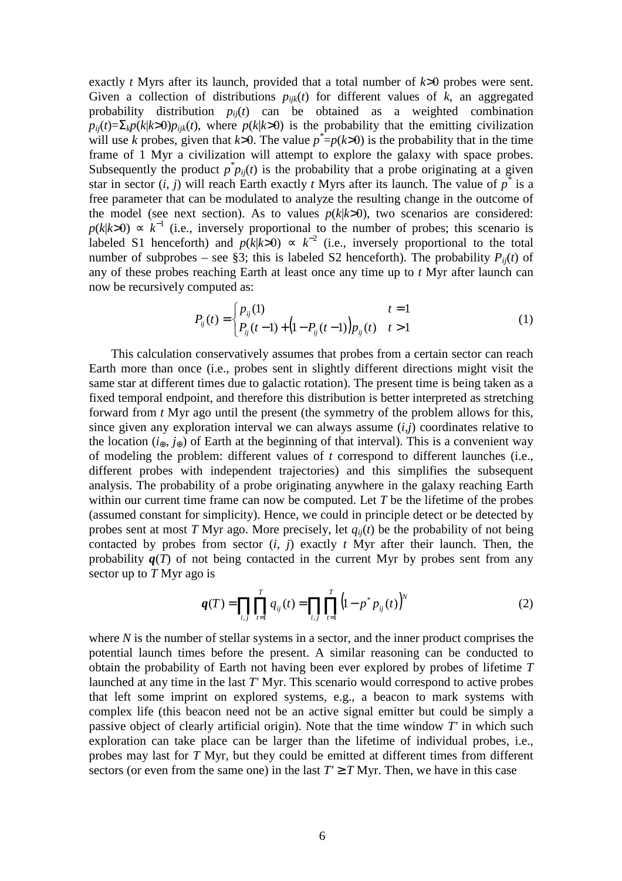exactly $t$ Myrs after its launch, provided that a total number of $k>0$ probes were sent. Given a collection of distributions $p_{ijk}(t)$ for different values of $k$, an aggregated probability distribution $p_{ij}(t)$ can be obtained as a weighted combination $p_{ij}(t)=\Sigma_k p(k|k>0)p_{ijk}(t)$, where $p(k|k>0)$ is the probability that the emitting civilization will use $k$ probes, given that $k>0$. The value $p^*=p(k>0)$ is the probability that in the time frame of 1 Myr a civilization will attempt to explore the galaxy with space probes. Subsequently the product $p^*p_{ij}(t)$ is the probability that a probe originating at a given star in sector $(i, j)$ will reach Earth exactly $t$ Myrs after its launch. The value of $p^*$ is a free parameter that can be modulated to analyze the resulting change in the outcome of the model (see next section). As to values $p(k|k>0)$, two scenarios are considered: $p(k|k>0) \propto k^{-1}$ (i.e., inversely proportional to the number of probes; this scenario is labeled S1 henceforth) and $p(k|k>0) \propto k^{-2}$ (i.e., inversely proportional to the total number of subprobes – see §3; this is labeled S2 henceforth). The probability $P_{ij}(t)$ of any of these probes reaching Earth at least once any time up to $t$ Myr after launch can now be recursively computed as:

$$P_{ij}(t) = \begin{cases} p_{ij}(1) & t = 1 \\ P_{ij}(t-1) + \left(1 - P_{ij}(t-1)\right) p_{ij}(t) & t > 1 \end{cases} \tag{1}$$

This calculation conservatively assumes that probes from a certain sector can reach Earth more than once (i.e., probes sent in slightly different directions might visit the same star at different times due to galactic rotation). The present time is being taken as a fixed temporal endpoint, and therefore this distribution is better interpreted as stretching forward from $t$ Myr ago until the present (the symmetry of the problem allows for this, since given any exploration interval we can always assume $(i,j)$ coordinates relative to the location $(i_\oplus, j_\oplus)$ of Earth at the beginning of that interval). This is a convenient way of modeling the problem: different values of $t$ correspond to different launches (i.e., different probes with independent trajectories) and this simplifies the subsequent analysis. The probability of a probe originating anywhere in the galaxy reaching Earth within our current time frame can now be computed. Let $T$ be the lifetime of the probes (assumed constant for simplicity). Hence, we could in principle detect or be detected by probes sent at most $T$ Myr ago. More precisely, let $q_{ij}(t)$ be the probability of not being contacted by probes from sector $(i, j)$ exactly $t$ Myr after their launch. Then, the probability $\boldsymbol{q}(T)$ of not being contacted in the current Myr by probes sent from any sector up to $T$ Myr ago is

$$\boldsymbol{q}(T) = \prod_{i,j} \prod_{t=1}^{T} q_{ij}(t) = \prod_{i,j} \prod_{t=1}^{T} \left(1 - p^* p_{ij}(t)\right)^N \tag{2}$$

where $N$ is the number of stellar systems in a sector, and the inner product comprises the potential launch times before the present. A similar reasoning can be conducted to obtain the probability of Earth not having been ever explored by probes of lifetime $T$ launched at any time in the last $T'$ Myr. This scenario would correspond to active probes that left some imprint on explored systems, e.g., a beacon to mark systems with complex life (this beacon need not be an active signal emitter but could be simply a passive object of clearly artificial origin). Note that the time window $T'$ in which such exploration can take place can be larger than the lifetime of individual probes, i.e., probes may last for $T$ Myr, but they could be emitted at different times from different sectors (or even from the same one) in the last $T' \geq T$ Myr. Then, we have in this case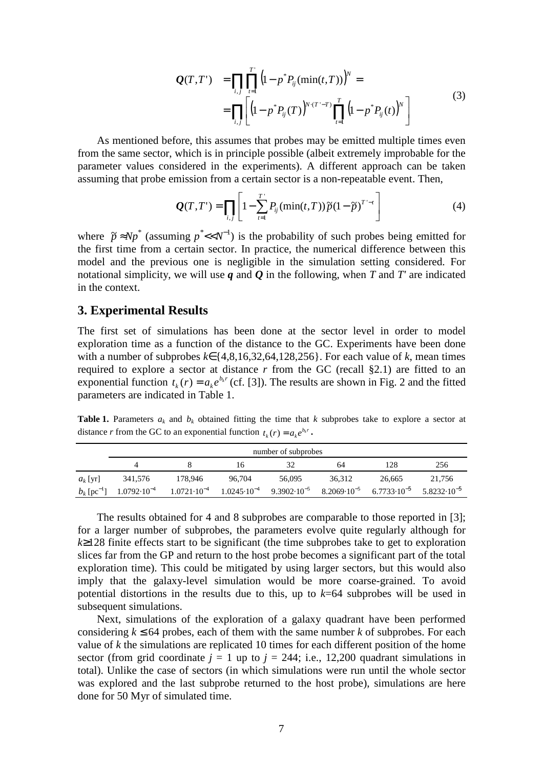$$
\begin{aligned}
\boldsymbol{Q}(T,T') &= \prod_{i,j}\prod_{t=1}^{T'}\left(1-p^{*}P_{ij}(\min(t,T))\right)^{N} = \\
&= \prod_{i,j}\left[\left(1-p^{*}P_{ij}(T)\right)^{N\cdot(T'-T)}\prod_{t=1}^{T}\left(1-p^{*}P_{ij}(t)\right)^{N}\right]
\end{aligned}
\tag{3}
$$

As mentioned before, this assumes that probes may be emitted multiple times even from the same sector, which is in principle possible (albeit extremely improbable for the parameter values considered in the experiments). A different approach can be taken assuming that probe emission from a certain sector is a non-repeatable event. Then,

$$
\boldsymbol{Q}(T,T') = \prod_{i,j}\left[1-\sum_{t=1}^{T'}P_{ij}(\min(t,T))\tilde{p}(1-\tilde{p})^{T'-t}\right]
\tag{4}
$$

where $\tilde{p} \approx Np^{*}$ (assuming $p^{*} \ll N^{-1}$) is the probability of such probes being emitted for the first time from a certain sector. In practice, the numerical difference between this model and the previous one is negligible in the simulation setting considered. For notational simplicity, we will use $\boldsymbol{q}$ and $\boldsymbol{Q}$ in the following, when $T$ and $T'$ are indicated in the context.

## 3. Experimental Results

The first set of simulations has been done at the sector level in order to model exploration time as a function of the distance to the GC. Experiments have been done with a number of subprobes $k \in \{4,8,16,32,64,128,256\}$. For each value of $k$, mean times required to explore a sector at distance $r$ from the GC (recall §2.1) are fitted to an exponential function $t_k(r) = a_k e^{b_k r}$ (cf. [3]). The results are shown in Fig. 2 and the fitted parameters are indicated in Table 1.

**Table 1.** Parameters $a_k$ and $b_k$ obtained fitting the time that $k$ subprobes take to explore a sector at distance $r$ from the GC to an exponential function $t_k(r) = a_k e^{b_k r}$.

| | number of subprobes | | | | | | |
|---|---|---|---|---|---|---|---|
| | 4 | 8 | 16 | 32 | 64 | 128 | 256 |
| $a_k$ [yr] | 341,576 | 178,946 | 96,704 | 56,095 | 36,312 | 26,665 | 21,756 |
| $b_k$ [pc$^{-1}$] | $1.0792\cdot10^{-4}$ | $1.0721\cdot10^{-4}$ | $1.0245\cdot10^{-4}$ | $9.3902\cdot10^{-5}$ | $8.2069\cdot10^{-5}$ | $6.7733\cdot10^{-5}$ | $5.8232\cdot10^{-5}$ |

The results obtained for 4 and 8 subprobes are comparable to those reported in [3]; for a larger number of subprobes, the parameters evolve quite regularly although for $k \geq 128$ finite effects start to be significant (the time subprobes take to get to exploration slices far from the GP and return to the host probe becomes a significant part of the total exploration time). This could be mitigated by using larger sectors, but this would also imply that the galaxy-level simulation would be more coarse-grained. To avoid potential distortions in the results due to this, up to $k$=64 subprobes will be used in subsequent simulations.

Next, simulations of the exploration of a galaxy quadrant have been performed considering $k \leq 64$ probes, each of them with the same number $k$ of subprobes. For each value of $k$ the simulations are replicated 10 times for each different position of the home sector (from grid coordinate $j$ = 1 up to $j$ = 244; i.e., 12,200 quadrant simulations in total). Unlike the case of sectors (in which simulations were run until the whole sector was explored and the last subprobe returned to the host probe), simulations are here done for 50 Myr of simulated time.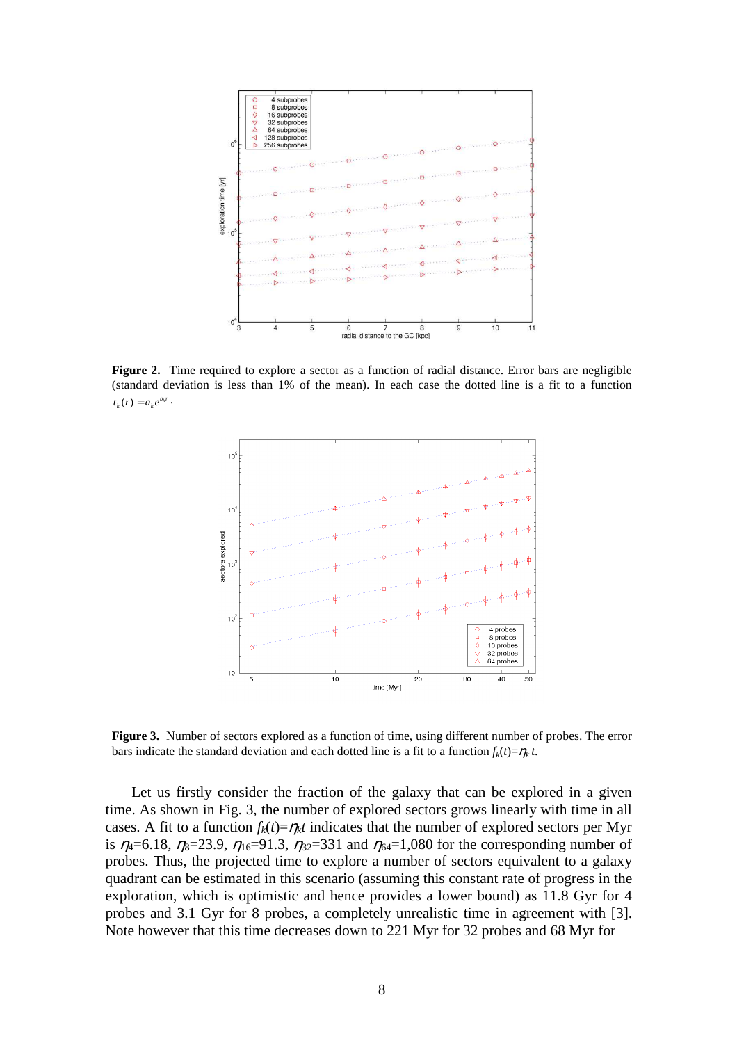**Figure 2.** Time required to explore a sector as a function of radial distance. Error bars are negligible (standard deviation is less than 1% of the mean). In each case the dotted line is a fit to a function $t_k(r) = a_k e^{b_k r}$.

**Figure 3.** Number of sectors explored as a function of time, using different number of probes. The error bars indicate the standard deviation and each dotted line is a fit to a function $f_k(t)=\eta_k t$.

Let us firstly consider the fraction of the galaxy that can be explored in a given time. As shown in Fig. 3, the number of explored sectors grows linearly with time in all cases. A fit to a function $f_k(t)=\eta_k t$ indicates that the number of explored sectors per Myr is $\eta_4$=6.18, $\eta_8$=23.9, $\eta_{16}$=91.3, $\eta_{32}$=331 and $\eta_{64}$=1,080 for the corresponding number of probes. Thus, the projected time to explore a number of sectors equivalent to a galaxy quadrant can be estimated in this scenario (assuming this constant rate of progress in the exploration, which is optimistic and hence provides a lower bound) as 11.8 Gyr for 4 probes and 3.1 Gyr for 8 probes, a completely unrealistic time in agreement with [3]. Note however that this time decreases down to 221 Myr for 32 probes and 68 Myr for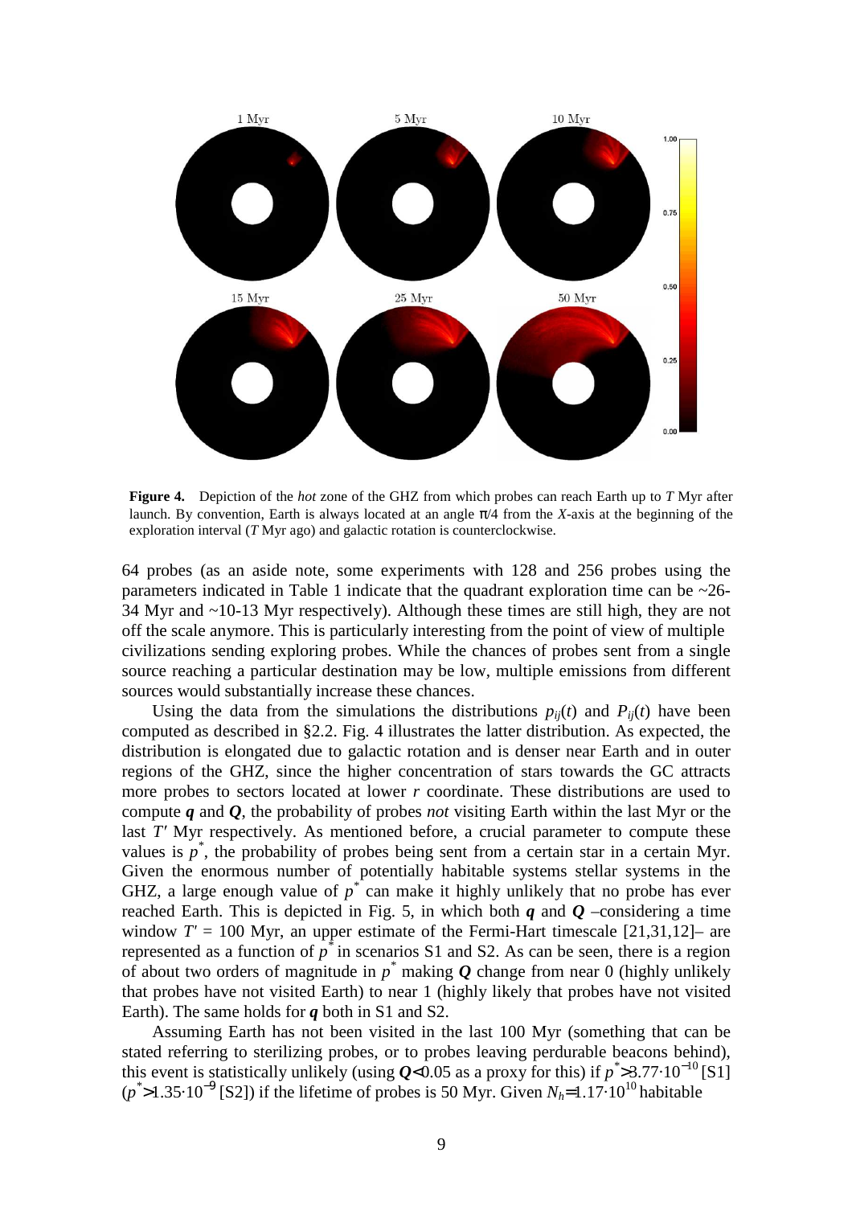**Figure 4.** Depiction of the *hot* zone of the GHZ from which probes can reach Earth up to $T$ Myr after launch. By convention, Earth is always located at an angle π/4 from the $X$-axis at the beginning of the exploration interval ($T$ Myr ago) and galactic rotation is counterclockwise.

64 probes (as an aside note, some experiments with 128 and 256 probes using the parameters indicated in Table 1 indicate that the quadrant exploration time can be ~26-34 Myr and ~10-13 Myr respectively). Although these times are still high, they are not off the scale anymore. This is particularly interesting from the point of view of multiple civilizations sending exploring probes. While the chances of probes sent from a single source reaching a particular destination may be low, multiple emissions from different sources would substantially increase these chances.

Using the data from the simulations the distributions $p_{ij}(t)$ and $P_{ij}(t)$ have been computed as described in §2.2. Fig. 4 illustrates the latter distribution. As expected, the distribution is elongated due to galactic rotation and is denser near Earth and in outer regions of the GHZ, since the higher concentration of stars towards the GC attracts more probes to sectors located at lower $r$ coordinate. These distributions are used to compute $\boldsymbol{q}$ and $\boldsymbol{Q}$, the probability of probes *not* visiting Earth within the last Myr or the last $T'$ Myr respectively. As mentioned before, a crucial parameter to compute these values is $p^*$, the probability of probes being sent from a certain star in a certain Myr. Given the enormous number of potentially habitable systems stellar systems in the GHZ, a large enough value of $p^*$ can make it highly unlikely that no probe has ever reached Earth. This is depicted in Fig. 5, in which both $\boldsymbol{q}$ and $\boldsymbol{Q}$ –considering a time window $T' = 100$ Myr, an upper estimate of the Fermi-Hart timescale [21,31,12]– are represented as a function of $p^*$ in scenarios S1 and S2. As can be seen, there is a region of about two orders of magnitude in $p^*$ making $\boldsymbol{Q}$ change from near 0 (highly unlikely that probes have not visited Earth) to near 1 (highly likely that probes have not visited Earth). The same holds for $\boldsymbol{q}$ both in S1 and S2.

Assuming Earth has not been visited in the last 100 Myr (something that can be stated referring to sterilizing probes, or to probes leaving perdurable beacons behind), this event is statistically unlikely (using $\boldsymbol{Q}<0.05$ as a proxy for this) if $p^*>3.77\cdot10^{-10}$ [S1] ($p^*>1.35\cdot10^{-9}$ [S2]) if the lifetime of probes is 50 Myr. Given $N_h=1.17\cdot10^{10}$ habitable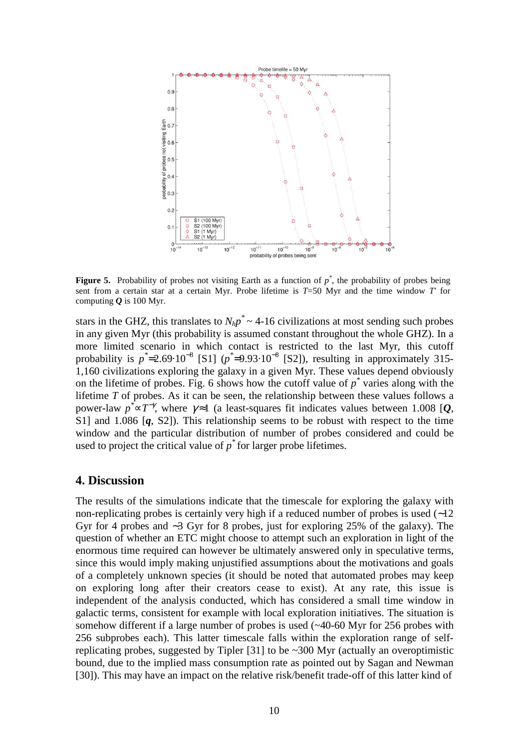**Figure 5.** Probability of probes not visiting Earth as a function of $p^*$, the probability of probes being sent from a certain star at a certain Myr. Probe lifetime is $T$=50 Myr and the time window $T'$ for computing $\boldsymbol{Q}$ is 100 Myr.

stars in the GHZ, this translates to $N_h p^* \sim$ 4-16 civilizations at most sending such probes in any given Myr (this probability is assumed constant throughout the whole GHZ). In a more limited scenario in which contact is restricted to the last Myr, this cutoff probability is $p^*$=2.69·10$^{-8}$ [S1] ($p^*$=9.93·10$^{-8}$ [S2]), resulting in approximately 315-1,160 civilizations exploring the galaxy in a given Myr. These values depend obviously on the lifetime of probes. Fig. 6 shows how the cutoff value of $p^*$ varies along with the lifetime $T$ of probes. As it can be seen, the relationship between these values follows a power-law $p^* \propto T^{-\gamma}$, where $\gamma \approx 1$ (a least-squares fit indicates values between 1.008 [$\boldsymbol{Q}$, S1] and 1.086 [$\boldsymbol{q}$, S2]). This relationship seems to be robust with respect to the time window and the particular distribution of number of probes considered and could be used to project the critical value of $p^*$ for larger probe lifetimes.

## 4. Discussion

The results of the simulations indicate that the timescale for exploring the galaxy with non-replicating probes is certainly very high if a reduced number of probes is used (~12 Gyr for 4 probes and ~3 Gyr for 8 probes, just for exploring 25% of the galaxy). The question of whether an ETC might choose to attempt such an exploration in light of the enormous time required can however be ultimately answered only in speculative terms, since this would imply making unjustified assumptions about the motivations and goals of a completely unknown species (it should be noted that automated probes may keep on exploring long after their creators cease to exist). At any rate, this issue is independent of the analysis conducted, which has considered a small time window in galactic terms, consistent for example with local exploration initiatives. The situation is somehow different if a large number of probes is used (~40-60 Myr for 256 probes with 256 subprobes each). This latter timescale falls within the exploration range of self-replicating probes, suggested by Tipler [31] to be ~300 Myr (actually an overoptimistic bound, due to the implied mass consumption rate as pointed out by Sagan and Newman [30]). This may have an impact on the relative risk/benefit trade-off of this latter kind of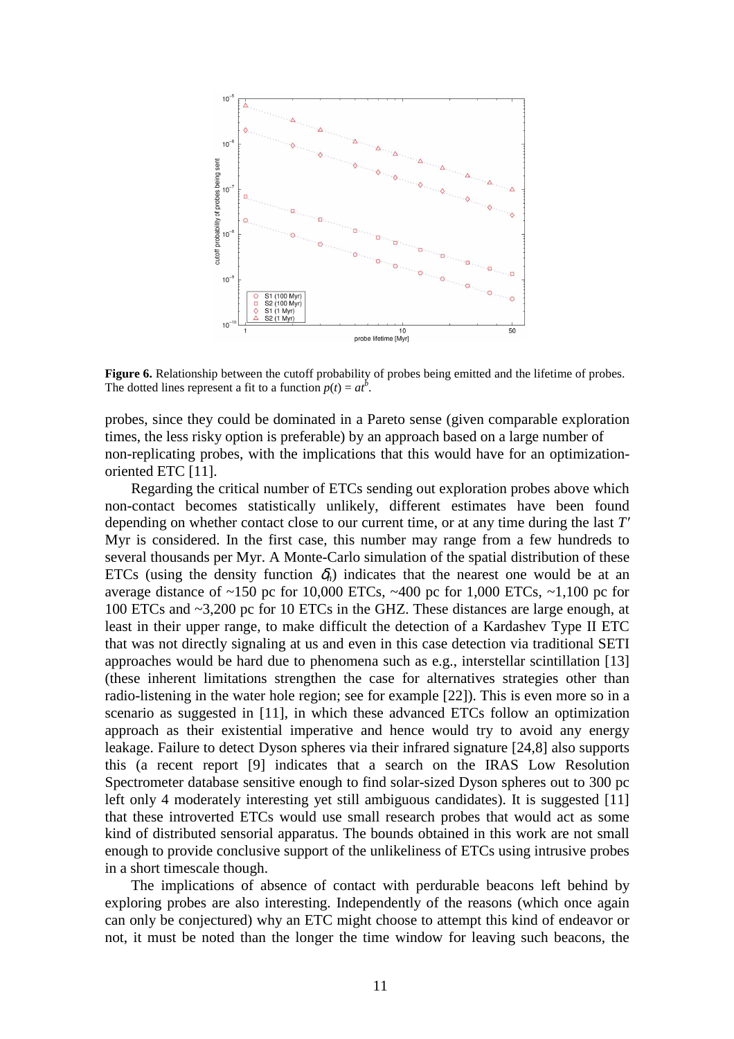**Figure 6.** Relationship between the cutoff probability of probes being emitted and the lifetime of probes. The dotted lines represent a fit to a function $p(t) = at^b$.

probes, since they could be dominated in a Pareto sense (given comparable exploration times, the less risky option is preferable) by an approach based on a large number of non-replicating probes, with the implications that this would have for an optimization-oriented ETC [11].

Regarding the critical number of ETCs sending out exploration probes above which non-contact becomes statistically unlikely, different estimates have been found depending on whether contact close to our current time, or at any time during the last $T'$ Myr is considered. In the first case, this number may range from a few hundreds to several thousands per Myr. A Monte-Carlo simulation of the spatial distribution of these ETCs (using the density function $\delta_i$) indicates that the nearest one would be at an average distance of ~150 pc for 10,000 ETCs, ~400 pc for 1,000 ETCs, ~1,100 pc for 100 ETCs and ~3,200 pc for 10 ETCs in the GHZ. These distances are large enough, at least in their upper range, to make difficult the detection of a Kardashev Type II ETC that was not directly signaling at us and even in this case detection via traditional SETI approaches would be hard due to phenomena such as e.g., interstellar scintillation [13] (these inherent limitations strengthen the case for alternatives strategies other than radio-listening in the water hole region; see for example [22]). This is even more so in a scenario as suggested in [11], in which these advanced ETCs follow an optimization approach as their existential imperative and hence would try to avoid any energy leakage. Failure to detect Dyson spheres via their infrared signature [24,8] also supports this (a recent report [9] indicates that a search on the IRAS Low Resolution Spectrometer database sensitive enough to find solar-sized Dyson spheres out to 300 pc left only 4 moderately interesting yet still ambiguous candidates). It is suggested [11] that these introverted ETCs would use small research probes that would act as some kind of distributed sensorial apparatus. The bounds obtained in this work are not small enough to provide conclusive support of the unlikeliness of ETCs using intrusive probes in a short timescale though.

The implications of absence of contact with perdurable beacons left behind by exploring probes are also interesting. Independently of the reasons (which once again can only be conjectured) why an ETC might choose to attempt this kind of endeavor or not, it must be noted than the longer the time window for leaving such beacons, the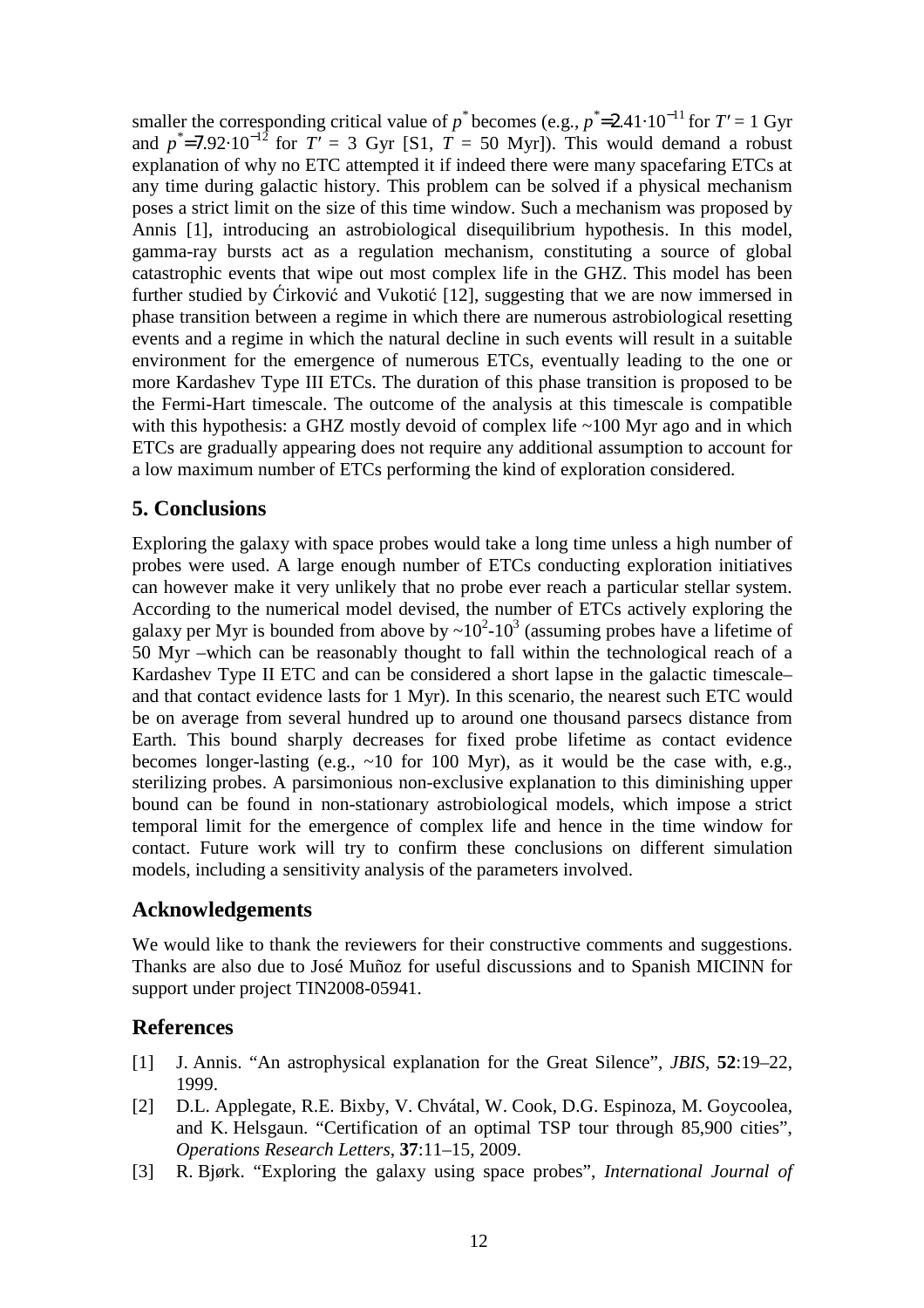smaller the corresponding critical value of $p^*$ becomes (e.g., $p^*=2.41 \cdot 10^{-11}$ for $T' = 1$ Gyr and $p^*=7.92 \cdot 10^{-12}$ for $T' = 3$ Gyr [S1, $T = 50$ Myr]). This would demand a robust explanation of why no ETC attempted it if indeed there were many spacefaring ETCs at any time during galactic history. This problem can be solved if a physical mechanism poses a strict limit on the size of this time window. Such a mechanism was proposed by Annis [1], introducing an astrobiological disequilibrium hypothesis. In this model, gamma-ray bursts act as a regulation mechanism, constituting a source of global catastrophic events that wipe out most complex life in the GHZ. This model has been further studied by Ćirković and Vukotić [12], suggesting that we are now immersed in phase transition between a regime in which there are numerous astrobiological resetting events and a regime in which the natural decline in such events will result in a suitable environment for the emergence of numerous ETCs, eventually leading to the one or more Kardashev Type III ETCs. The duration of this phase transition is proposed to be the Fermi-Hart timescale. The outcome of the analysis at this timescale is compatible with this hypothesis: a GHZ mostly devoid of complex life ~100 Myr ago and in which ETCs are gradually appearing does not require any additional assumption to account for a low maximum number of ETCs performing the kind of exploration considered.

## 5. Conclusions

Exploring the galaxy with space probes would take a long time unless a high number of probes were used. A large enough number of ETCs conducting exploration initiatives can however make it very unlikely that no probe ever reach a particular stellar system. According to the numerical model devised, the number of ETCs actively exploring the galaxy per Myr is bounded from above by $\sim 10^2$-$10^3$ (assuming probes have a lifetime of 50 Myr –which can be reasonably thought to fall within the technological reach of a Kardashev Type II ETC and can be considered a short lapse in the galactic timescale– and that contact evidence lasts for 1 Myr). In this scenario, the nearest such ETC would be on average from several hundred up to around one thousand parsecs distance from Earth. This bound sharply decreases for fixed probe lifetime as contact evidence becomes longer-lasting (e.g., ~10 for 100 Myr), as it would be the case with, e.g., sterilizing probes. A parsimonious non-exclusive explanation to this diminishing upper bound can be found in non-stationary astrobiological models, which impose a strict temporal limit for the emergence of complex life and hence in the time window for contact. Future work will try to confirm these conclusions on different simulation models, including a sensitivity analysis of the parameters involved.

## Acknowledgements

We would like to thank the reviewers for their constructive comments and suggestions. Thanks are also due to José Muñoz for useful discussions and to Spanish MICINN for support under project TIN2008-05941.

## References

[1] J. Annis. "An astrophysical explanation for the Great Silence", *JBIS*, **52**:19–22, 1999.

[2] D.L. Applegate, R.E. Bixby, V. Chvátal, W. Cook, D.G. Espinoza, M. Goycoolea, and K. Helsgaun. "Certification of an optimal TSP tour through 85,900 cities", *Operations Research Letters*, **37**:11–15, 2009.

[3] R. Bjørk. "Exploring the galaxy using space probes", *International Journal of*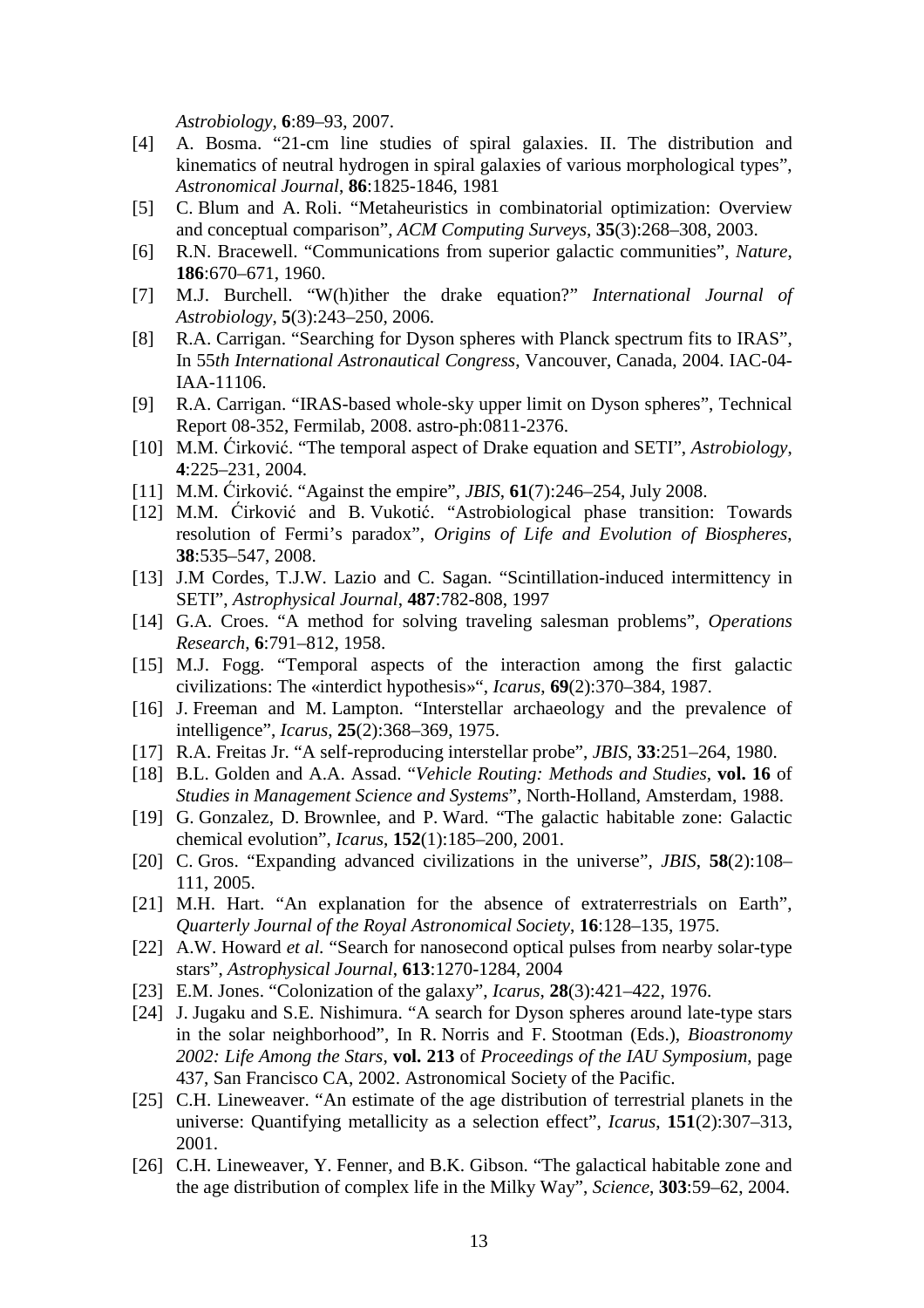*Astrobiology*, **6**:89–93, 2007.

- [4] A. Bosma. "21-cm line studies of spiral galaxies. II. The distribution and kinematics of neutral hydrogen in spiral galaxies of various morphological types", *Astronomical Journal*, **86**:1825-1846, 1981
- [5] C. Blum and A. Roli. "Metaheuristics in combinatorial optimization: Overview and conceptual comparison", *ACM Computing Surveys*, **35**(3):268–308, 2003.
- [6] R.N. Bracewell. "Communications from superior galactic communities", *Nature*, **186**:670–671, 1960.
- [7] M.J. Burchell. "W(h)ither the drake equation?" *International Journal of Astrobiology*, **5**(3):243–250, 2006.
- [8] R.A. Carrigan. "Searching for Dyson spheres with Planck spectrum fits to IRAS", In 55*th International Astronautical Congress*, Vancouver, Canada, 2004. IAC-04-IAA-11106.
- [9] R.A. Carrigan. "IRAS-based whole-sky upper limit on Dyson spheres", Technical Report 08-352, Fermilab, 2008. astro-ph:0811-2376.
- [10] M.M. Ćirković. "The temporal aspect of Drake equation and SETI", *Astrobiology*, **4**:225–231, 2004.
- [11] M.M. Ćirković. "Against the empire", *JBIS*, **61**(7):246–254, July 2008.
- [12] M.M. Ćirković and B. Vukotić. "Astrobiological phase transition: Towards resolution of Fermi's paradox", *Origins of Life and Evolution of Biospheres*, **38**:535–547, 2008.
- [13] J.M Cordes, T.J.W. Lazio and C. Sagan. "Scintillation-induced intermittency in SETI", *Astrophysical Journal*, **487**:782-808, 1997
- [14] G.A. Croes. "A method for solving traveling salesman problems", *Operations Research*, **6**:791–812, 1958.
- [15] M.J. Fogg. "Temporal aspects of the interaction among the first galactic civilizations: The «interdict hypothesis»", *Icarus*, **69**(2):370–384, 1987.
- [16] J. Freeman and M. Lampton. "Interstellar archaeology and the prevalence of intelligence", *Icarus*, **25**(2):368–369, 1975.
- [17] R.A. Freitas Jr. "A self-reproducing interstellar probe", *JBIS*, **33**:251–264, 1980.
- [18] B.L. Golden and A.A. Assad. "*Vehicle Routing: Methods and Studies*, **vol. 16** of *Studies in Management Science and Systems*", North-Holland, Amsterdam, 1988.
- [19] G. Gonzalez, D. Brownlee, and P. Ward. "The galactic habitable zone: Galactic chemical evolution", *Icarus*, **152**(1):185–200, 2001.
- [20] C. Gros. "Expanding advanced civilizations in the universe", *JBIS*, **58**(2):108–111, 2005.
- [21] M.H. Hart. "An explanation for the absence of extraterrestrials on Earth", *Quarterly Journal of the Royal Astronomical Society*, **16**:128–135, 1975.
- [22] A.W. Howard *et al.* "Search for nanosecond optical pulses from nearby solar-type stars", *Astrophysical Journal*, **613**:1270-1284, 2004
- [23] E.M. Jones. "Colonization of the galaxy", *Icarus*, **28**(3):421–422, 1976.
- [24] J. Jugaku and S.E. Nishimura. "A search for Dyson spheres around late-type stars in the solar neighborhood", In R. Norris and F. Stootman (Eds.), *Bioastronomy 2002: Life Among the Stars*, **vol. 213** of *Proceedings of the IAU Symposium*, page 437, San Francisco CA, 2002. Astronomical Society of the Pacific.
- [25] C.H. Lineweaver. "An estimate of the age distribution of terrestrial planets in the universe: Quantifying metallicity as a selection effect", *Icarus*, **151**(2):307–313, 2001.
- [26] C.H. Lineweaver, Y. Fenner, and B.K. Gibson. "The galactical habitable zone and the age distribution of complex life in the Milky Way", *Science*, **303**:59–62, 2004.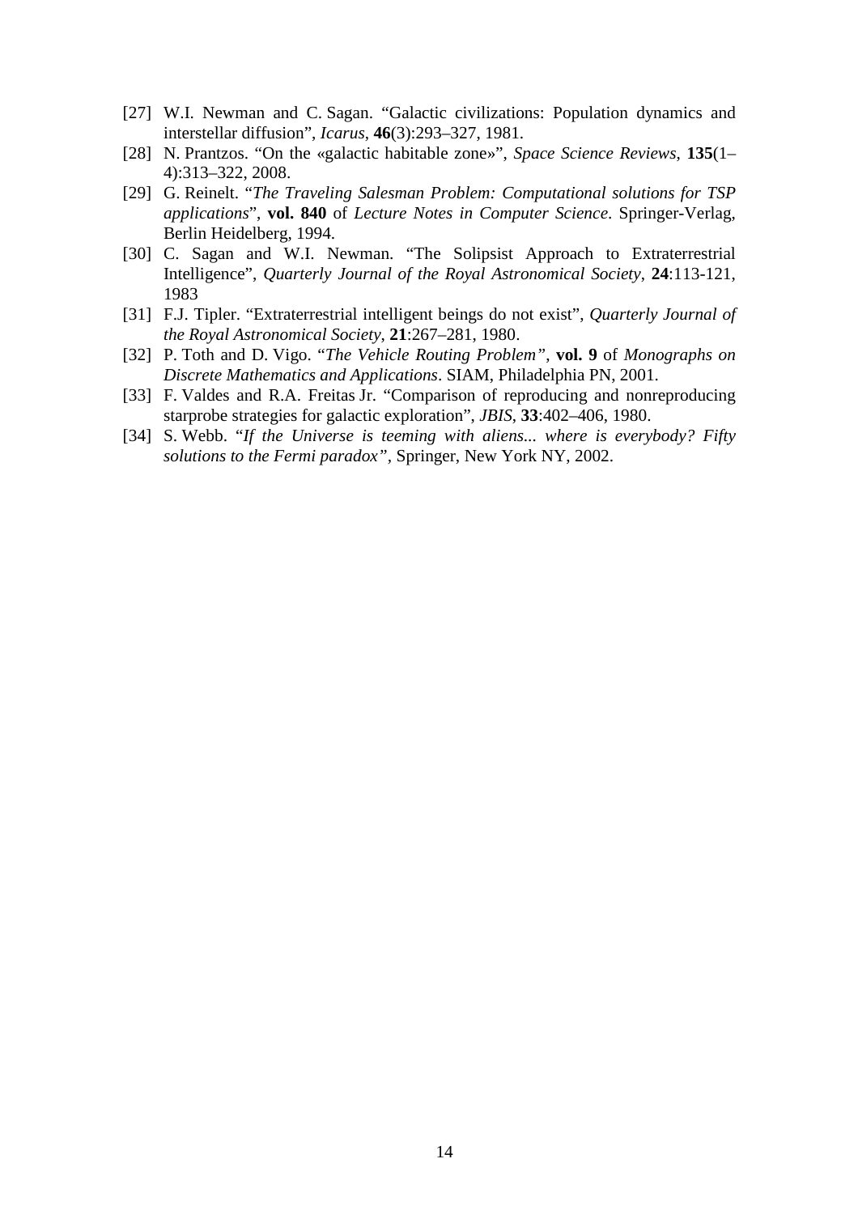[27] W.I. Newman and C. Sagan. “Galactic civilizations: Population dynamics and interstellar diffusion”, *Icarus*, **46**(3):293–327, 1981.

[28] N. Prantzos. “On the «galactic habitable zone»”, *Space Science Reviews*, **135**(1–4):313–322, 2008.

[29] G. Reinelt. “*The Traveling Salesman Problem: Computational solutions for TSP applications*”, **vol. 840** of *Lecture Notes in Computer Science*. Springer-Verlag, Berlin Heidelberg, 1994.

[30] C. Sagan and W.I. Newman. “The Solipsist Approach to Extraterrestrial Intelligence”, *Quarterly Journal of the Royal Astronomical Society*, **24**:113-121, 1983

[31] F.J. Tipler. “Extraterrestrial intelligent beings do not exist”, *Quarterly Journal of the Royal Astronomical Society*, **21**:267–281, 1980.

[32] P. Toth and D. Vigo. “*The Vehicle Routing Problem”*, **vol. 9** of *Monographs on Discrete Mathematics and Applications*. SIAM, Philadelphia PN, 2001.

[33] F. Valdes and R.A. Freitas Jr. “Comparison of reproducing and nonreproducing starprobe strategies for galactic exploration”, *JBIS*, **33**:402–406, 1980.

[34] S. Webb. “*If the Universe is teeming with aliens... where is everybody? Fifty solutions to the Fermi paradox”*, Springer, New York NY, 2002.